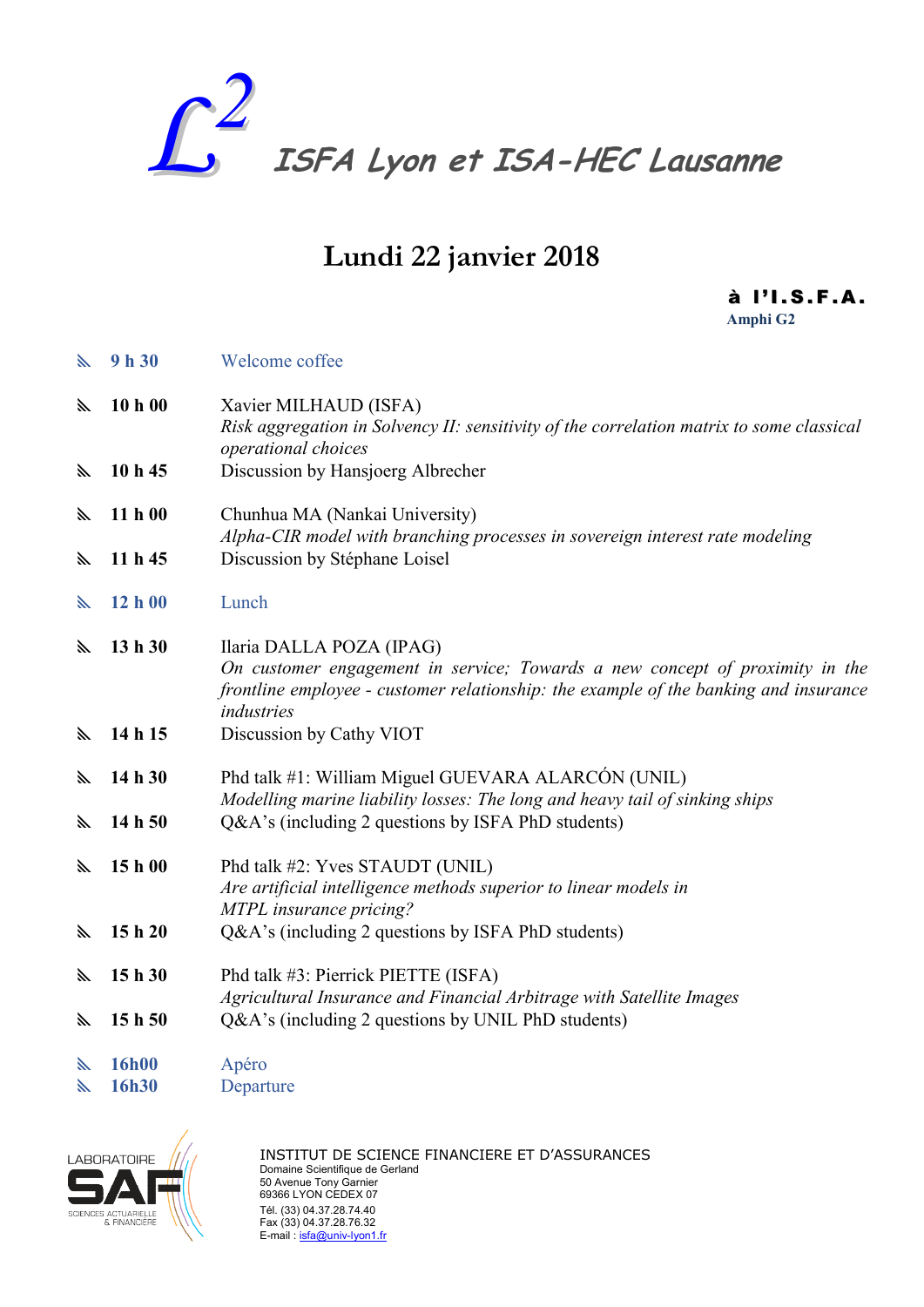# $L^2$ ISFA Lyon et ISA-HEC Lausanne

## Lundi 22 janvier 2018

**à l'I.S.F.A.**
**Amphi G2**

| | |
|---|---|
| **9 h 30** | Welcome coffee |
| **10 h 00** | Xavier MILHAUD (ISFA)<br>*Risk aggregation in Solvency II: sensitivity of the correlation matrix to some classical operational choices* |
| **10 h 45** | Discussion by Hansjoerg Albrecher |
| **11 h 00** | Chunhua MA (Nankai University)<br>*Alpha-CIR model with branching processes in sovereign interest rate modeling* |
| **11 h 45** | Discussion by Stéphane Loisel |
| **12 h 00** | Lunch |
| **13 h 30** | Ilaria DALLA POZA (IPAG)<br>*On customer engagement in service; Towards a new concept of proximity in the frontline employee - customer relationship: the example of the banking and insurance industries* |
| **14 h 15** | Discussion by Cathy VIOT |
| **14 h 30** | Phd talk #1: William Miguel GUEVARA ALARCÓN (UNIL)<br>*Modelling marine liability losses: The long and heavy tail of sinking ships* |
| **14 h 50** | Q&A's (including 2 questions by ISFA PhD students) |
| **15 h 00** | Phd talk #2: Yves STAUDT (UNIL)<br>*Are artificial intelligence methods superior to linear models in MTPL insurance pricing?* |
| **15 h 20** | Q&A's (including 2 questions by ISFA PhD students) |
| **15 h 30** | Phd talk #3: Pierrick PIETTE (ISFA)<br>*Agricultural Insurance and Financial Arbitrage with Satellite Images* |
| **15 h 50** | Q&A's (including 2 questions by UNIL PhD students) |
| **16h00** | Apéro |
| **16h30** | Departure |

LABORATOIRE SAF
SCIENCES ACTUARIELLE & FINANCIÈRE

INSTITUT DE SCIENCE FINANCIERE ET D'ASSURANCES
Domaine Scientifique de Gerland
50 Avenue Tony Garnier
69366 LYON CEDEX 07
Tél. (33) 04.37.28.74.40
Fax (33) 04.37.28.76.32
E-mail : isfa@univ-lyon1.fr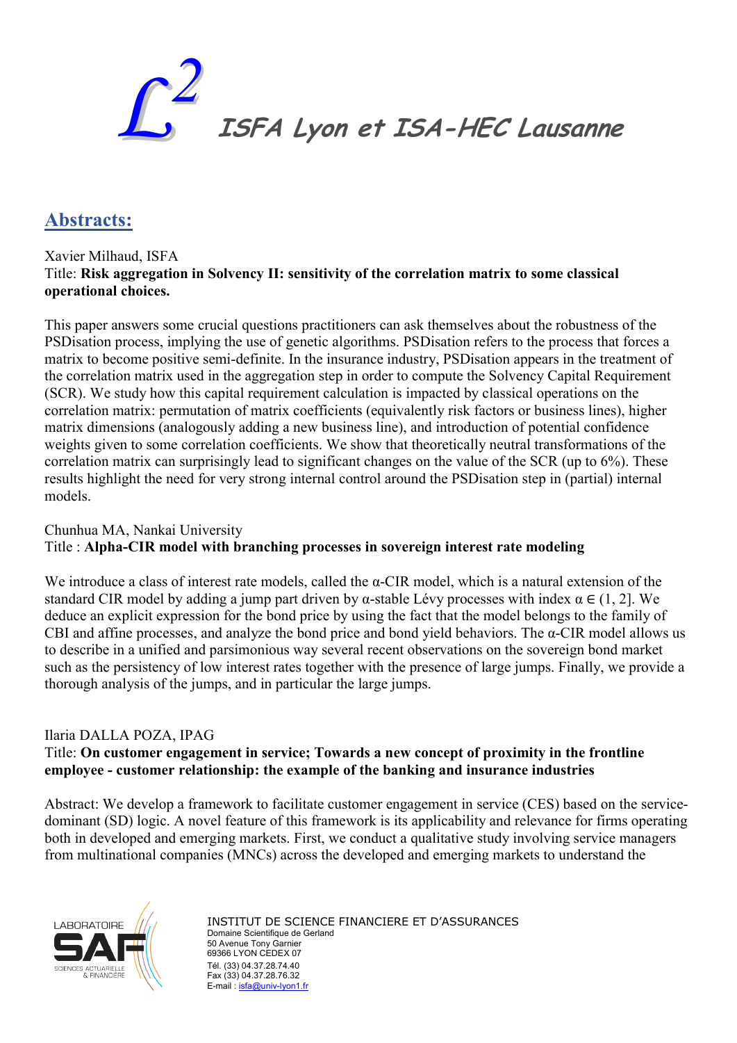# $L^2$ ISFA Lyon et ISA-HEC Lausanne

## Abstracts:

Xavier Milhaud, ISFA
Title: **Risk aggregation in Solvency II: sensitivity of the correlation matrix to some classical operational choices.**

This paper answers some crucial questions practitioners can ask themselves about the robustness of the PSDisation process, implying the use of genetic algorithms. PSDisation refers to the process that forces a matrix to become positive semi-definite. In the insurance industry, PSDisation appears in the treatment of the correlation matrix used in the aggregation step in order to compute the Solvency Capital Requirement (SCR). We study how this capital requirement calculation is impacted by classical operations on the correlation matrix: permutation of matrix coefficients (equivalently risk factors or business lines), higher matrix dimensions (analogously adding a new business line), and introduction of potential confidence weights given to some correlation coefficients. We show that theoretically neutral transformations of the correlation matrix can surprisingly lead to significant changes on the value of the SCR (up to 6%). These results highlight the need for very strong internal control around the PSDisation step in (partial) internal models.

Chunhua MA, Nankai University
Title : **Alpha-CIR model with branching processes in sovereign interest rate modeling**

We introduce a class of interest rate models, called the α-CIR model, which is a natural extension of the standard CIR model by adding a jump part driven by α-stable Lévy processes with index $\alpha \in (1, 2]$. We deduce an explicit expression for the bond price by using the fact that the model belongs to the family of CBI and affine processes, and analyze the bond price and bond yield behaviors. The α-CIR model allows us to describe in a unified and parsimonious way several recent observations on the sovereign bond market such as the persistency of low interest rates together with the presence of large jumps. Finally, we provide a thorough analysis of the jumps, and in particular the large jumps.

Ilaria DALLA POZA, IPAG
Title: **On customer engagement in service; Towards a new concept of proximity in the frontline employee - customer relationship: the example of the banking and insurance industries**

Abstract: We develop a framework to facilitate customer engagement in service (CES) based on the service-dominant (SD) logic. A novel feature of this framework is its applicability and relevance for firms operating both in developed and emerging markets. First, we conduct a qualitative study involving service managers from multinational companies (MNCs) across the developed and emerging markets to understand the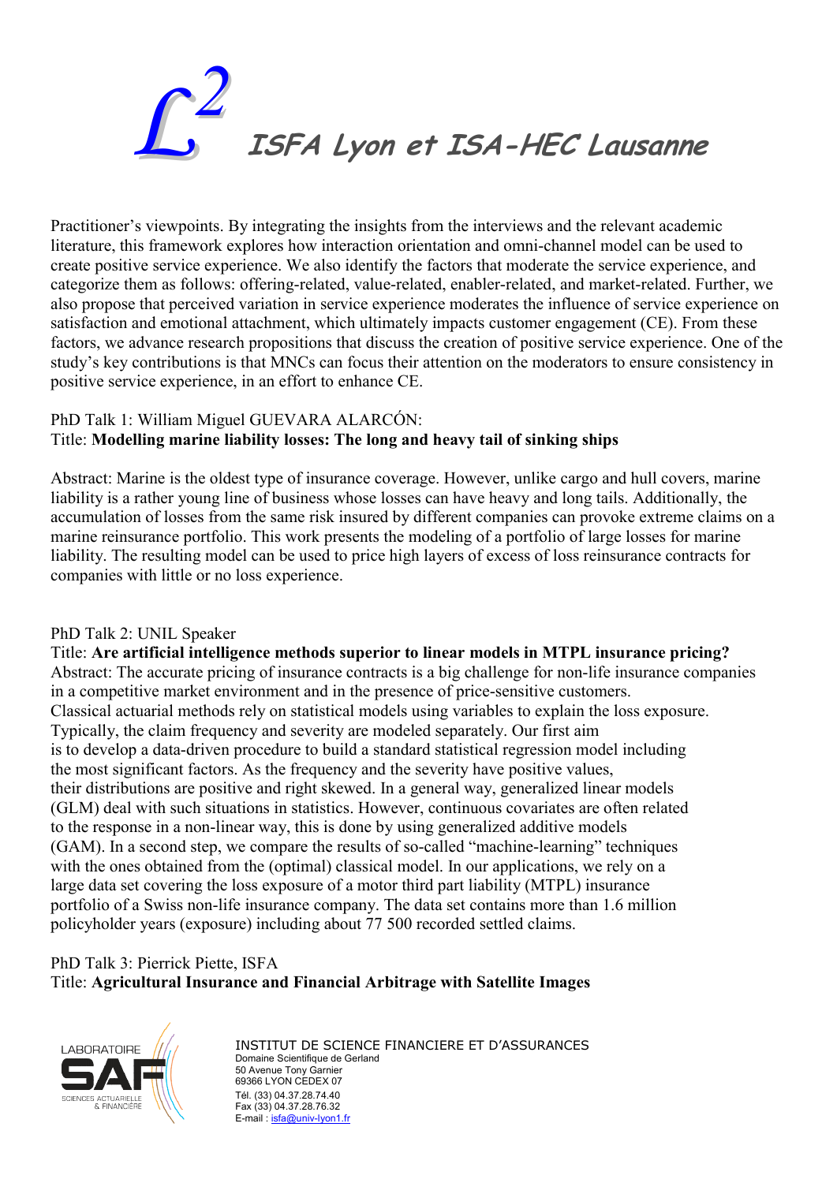Practitioner's viewpoints. By integrating the insights from the interviews and the relevant academic literature, this framework explores how interaction orientation and omni-channel model can be used to create positive service experience. We also identify the factors that moderate the service experience, and categorize them as follows: offering-related, value-related, enabler-related, and market-related. Further, we also propose that perceived variation in service experience moderates the influence of service experience on satisfaction and emotional attachment, which ultimately impacts customer engagement (CE). From these factors, we advance research propositions that discuss the creation of positive service experience. One of the study's key contributions is that MNCs can focus their attention on the moderators to ensure consistency in positive service experience, in an effort to enhance CE.

PhD Talk 1: William Miguel GUEVARA ALARCÓN:
Title: **Modelling marine liability losses: The long and heavy tail of sinking ships**

Abstract: Marine is the oldest type of insurance coverage. However, unlike cargo and hull covers, marine liability is a rather young line of business whose losses can have heavy and long tails. Additionally, the accumulation of losses from the same risk insured by different companies can provoke extreme claims on a marine reinsurance portfolio. This work presents the modeling of a portfolio of large losses for marine liability. The resulting model can be used to price high layers of excess of loss reinsurance contracts for companies with little or no loss experience.

PhD Talk 2: UNIL Speaker
Title: **Are artificial intelligence methods superior to linear models in MTPL insurance pricing?**
Abstract: The accurate pricing of insurance contracts is a big challenge for non-life insurance companies in a competitive market environment and in the presence of price-sensitive customers. Classical actuarial methods rely on statistical models using variables to explain the loss exposure. Typically, the claim frequency and severity are modeled separately. Our first aim is to develop a data-driven procedure to build a standard statistical regression model including the most significant factors. As the frequency and the severity have positive values, their distributions are positive and right skewed. In a general way, generalized linear models (GLM) deal with such situations in statistics. However, continuous covariates are often related to the response in a non-linear way, this is done by using generalized additive models (GAM). In a second step, we compare the results of so-called "machine-learning" techniques with the ones obtained from the (optimal) classical model. In our applications, we rely on a large data set covering the loss exposure of a motor third part liability (MTPL) insurance portfolio of a Swiss non-life insurance company. The data set contains more than 1.6 million policyholder years (exposure) including about 77 500 recorded settled claims.

PhD Talk 3: Pierrick Piette, ISFA
Title: **Agricultural Insurance and Financial Arbitrage with Satellite Images**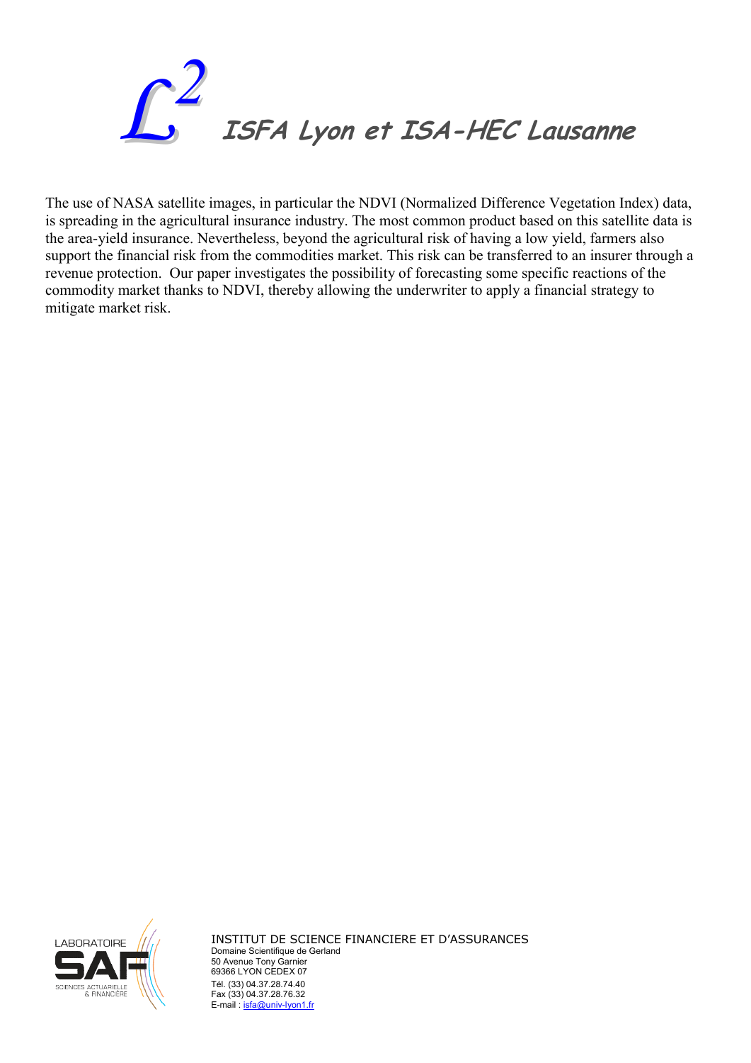# $L^2$ ISFA Lyon et ISA-HEC Lausanne

The use of NASA satellite images, in particular the NDVI (Normalized Difference Vegetation Index) data, is spreading in the agricultural insurance industry. The most common product based on this satellite data is the area-yield insurance. Nevertheless, beyond the agricultural risk of having a low yield, farmers also support the financial risk from the commodities market. This risk can be transferred to an insurer through a revenue protection. Our paper investigates the possibility of forecasting some specific reactions of the commodity market thanks to NDVI, thereby allowing the underwriter to apply a financial strategy to mitigate market risk.

LABORATOIRE SAF
SCIENCES ACTUARIELLE & FINANCIÈRE

INSTITUT DE SCIENCE FINANCIERE ET D'ASSURANCES
Domaine Scientifique de Gerland
50 Avenue Tony Garnier
69366 LYON CEDEX 07
Tél. (33) 04.37.28.74.40
Fax (33) 04.37.28.76.32
E-mail : isfa@univ-lyon1.fr